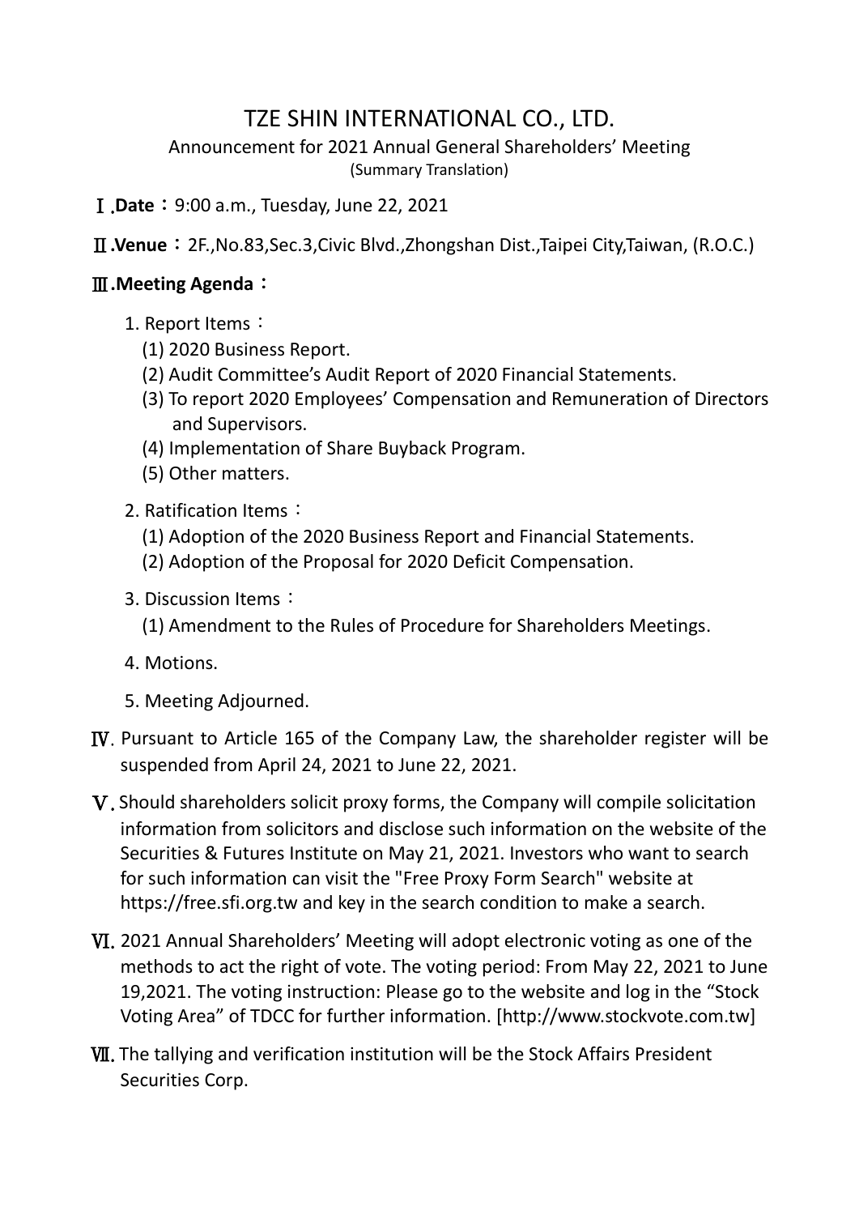# TZE SHIN INTERNATIONAL CO., LTD.

Announcement for 2021 Annual General Shareholders' Meeting

(Summary Translation)

Ⅰ.**Date**：9:00 a.m., Tuesday, June 22, 2021

Ⅱ.**Venue**：2F.,No.83,Sec.3,Civic Blvd.,Zhongshan Dist.,Taipei City,Taiwan, (R.O.C.)

Ⅲ.**Meeting Agenda**：

1. Report Items：
   (1) 2020 Business Report.
   (2) Audit Committee's Audit Report of 2020 Financial Statements.
   (3) To report 2020 Employees' Compensation and Remuneration of Directors and Supervisors.
   (4) Implementation of Share Buyback Program.
   (5) Other matters.
2. Ratification Items：
   (1) Adoption of the 2020 Business Report and Financial Statements.
   (2) Adoption of the Proposal for 2020 Deficit Compensation.
3. Discussion Items：
   (1) Amendment to the Rules of Procedure for Shareholders Meetings.
4. Motions.
5. Meeting Adjourned.

Ⅳ. Pursuant to Article 165 of the Company Law, the shareholder register will be suspended from April 24, 2021 to June 22, 2021.

Ⅴ. Should shareholders solicit proxy forms, the Company will compile solicitation information from solicitors and disclose such information on the website of the Securities & Futures Institute on May 21, 2021. Investors who want to search for such information can visit the "Free Proxy Form Search" website at https://free.sfi.org.tw and key in the search condition to make a search.

Ⅵ. 2021 Annual Shareholders' Meeting will adopt electronic voting as one of the methods to act the right of vote. The voting period: From May 22, 2021 to June 19,2021. The voting instruction: Please go to the website and log in the "Stock Voting Area" of TDCC for further information. [http://www.stockvote.com.tw]

Ⅶ. The tallying and verification institution will be the Stock Affairs President Securities Corp.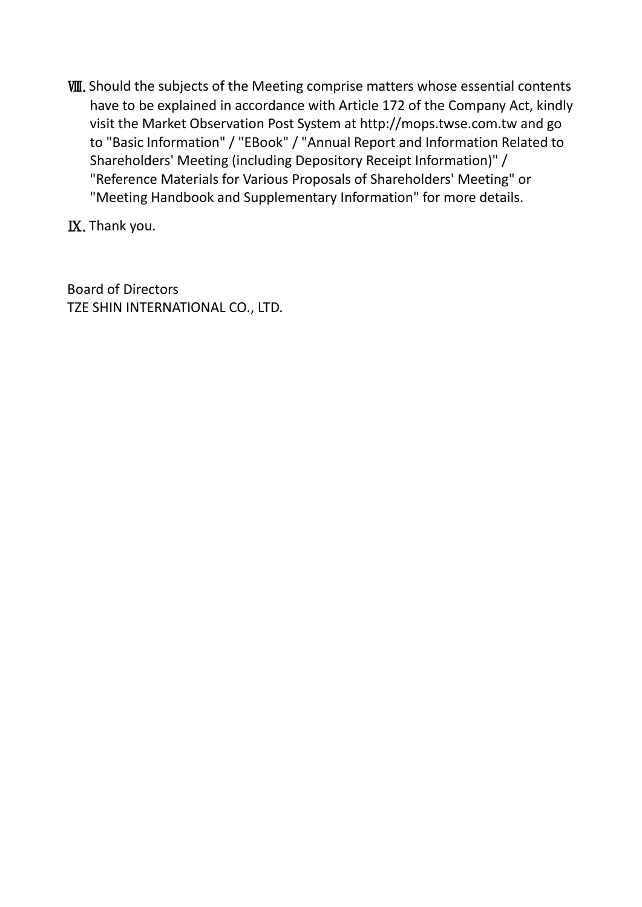Ⅷ. Should the subjects of the Meeting comprise matters whose essential contents have to be explained in accordance with Article 172 of the Company Act, kindly visit the Market Observation Post System at http://mops.twse.com.tw and go to "Basic Information" / "EBook" / "Annual Report and Information Related to Shareholders' Meeting (including Depository Receipt Information)" / "Reference Materials for Various Proposals of Shareholders' Meeting" or "Meeting Handbook and Supplementary Information" for more details.

Ⅸ. Thank you.

Board of Directors
TZE SHIN INTERNATIONAL CO., LTD.